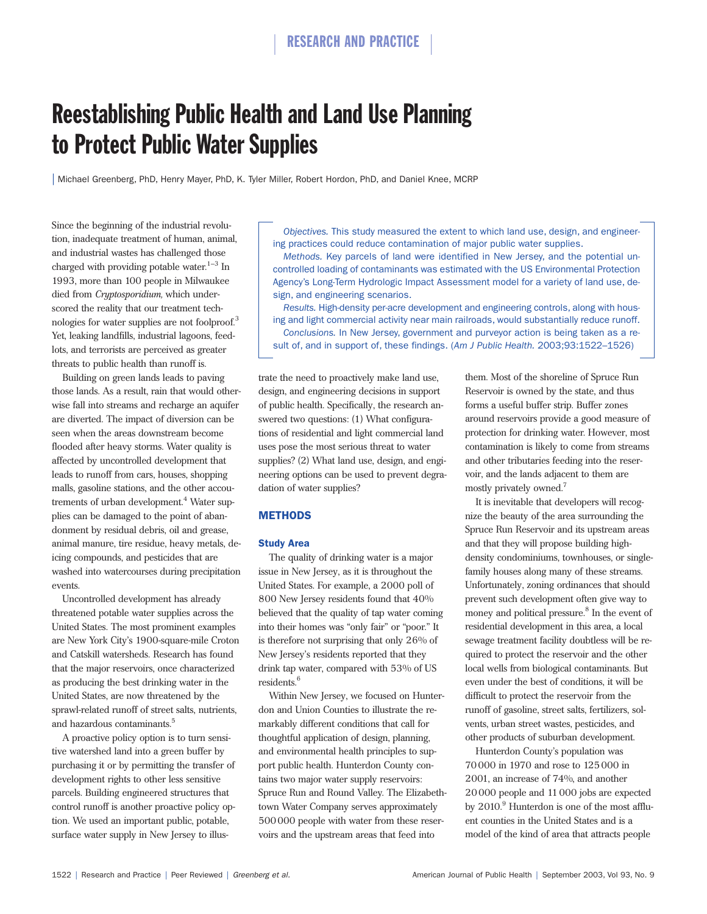# Reestablishing Public Health and Land Use Planning to Protect Public Water Supplies

Michael Greenberg, PhD, Henry Mayer, PhD, K. Tyler Miller, Robert Hordon, PhD, and Daniel Knee, MCRP

*Objectives.* This study measured the extent to which land use, design, and engineering practices could reduce contamination of major public water supplies.

*Methods.* Key parcels of land were identified in New Jersey, and the potential uncontrolled loading of contaminants was estimated with the US Environmental Protection Agency's Long-Term Hydrologic Impact Assessment model for a variety of land use, design, and engineering scenarios.

*Results.* High-density per-acre development and engineering controls, along with housing and light commercial activity near main railroads, would substantially reduce runoff.

*Conclusions.* In New Jersey, government and purveyor action is being taken as a result of, and in support of, these findings. (*Am J Public Health.* 2003;93:1522–1526)

Since the beginning of the industrial revolution, inadequate treatment of human, animal, and industrial wastes has challenged those charged with providing potable water.[1–3] In 1993, more than 100 people in Milwaukee died from *Cryptosporidium,* which underscored the reality that our treatment technologies for water supplies are not foolproof.[3] Yet, leaking landfills, industrial lagoons, feedlots, and terrorists are perceived as greater threats to public health than runoff is.

Building on green lands leads to paving those lands. As a result, rain that would otherwise fall into streams and recharge an aquifer are diverted. The impact of diversion can be seen when the areas downstream become flooded after heavy storms. Water quality is affected by uncontrolled development that leads to runoff from cars, houses, shopping malls, gasoline stations, and the other accoutrements of urban development.[4] Water supplies can be damaged to the point of abandonment by residual debris, oil and grease, animal manure, tire residue, heavy metals, deicing compounds, and pesticides that are washed into watercourses during precipitation events.

Uncontrolled development has already threatened potable water supplies across the United States. The most prominent examples are New York City's 1900-square-mile Croton and Catskill watersheds. Research has found that the major reservoirs, once characterized as producing the best drinking water in the United States, are now threatened by the sprawl-related runoff of street salts, nutrients, and hazardous contaminants.[5]

A proactive policy option is to turn sensitive watershed land into a green buffer by purchasing it or by permitting the transfer of development rights to other less sensitive parcels. Building engineered structures that control runoff is another proactive policy option. We used an important public, potable, surface water supply in New Jersey to illustrate the need to proactively make land use, design, and engineering decisions in support of public health. Specifically, the research answered two questions: (1) What configurations of residential and light commercial land uses pose the most serious threat to water supplies? (2) What land use, design, and engineering options can be used to prevent degradation of water supplies?

## METHODS

### Study Area

The quality of drinking water is a major issue in New Jersey, as it is throughout the United States. For example, a 2000 poll of 800 New Jersey residents found that 40% believed that the quality of tap water coming into their homes was "only fair" or "poor." It is therefore not surprising that only 26% of New Jersey's residents reported that they drink tap water, compared with 53% of US residents.[6]

Within New Jersey, we focused on Hunterdon and Union Counties to illustrate the remarkably different conditions that call for thoughtful application of design, planning, and environmental health principles to support public health. Hunterdon County contains two major water supply reservoirs: Spruce Run and Round Valley. The Elizabethtown Water Company serves approximately 500 000 people with water from these reservoirs and the upstream areas that feed into them. Most of the shoreline of Spruce Run Reservoir is owned by the state, and thus forms a useful buffer strip. Buffer zones around reservoirs provide a good measure of protection for drinking water. However, most contamination is likely to come from streams and other tributaries feeding into the reservoir, and the lands adjacent to them are mostly privately owned.[7]

It is inevitable that developers will recognize the beauty of the area surrounding the Spruce Run Reservoir and its upstream areas and that they will propose building high-density condominiums, townhouses, or single-family houses along many of these streams. Unfortunately, zoning ordinances that should prevent such development often give way to money and political pressure.[8] In the event of residential development in this area, a local sewage treatment facility doubtless will be required to protect the reservoir and the other local wells from biological contaminants. But even under the best of conditions, it will be difficult to protect the reservoir from the runoff of gasoline, street salts, fertilizers, solvents, urban street wastes, pesticides, and other products of suburban development.

Hunterdon County's population was 70 000 in 1970 and rose to 125 000 in 2001, an increase of 74%, and another 20 000 people and 11 000 jobs are expected by 2010.[9] Hunterdon is one of the most affluent counties in the United States and is a model of the kind of area that attracts people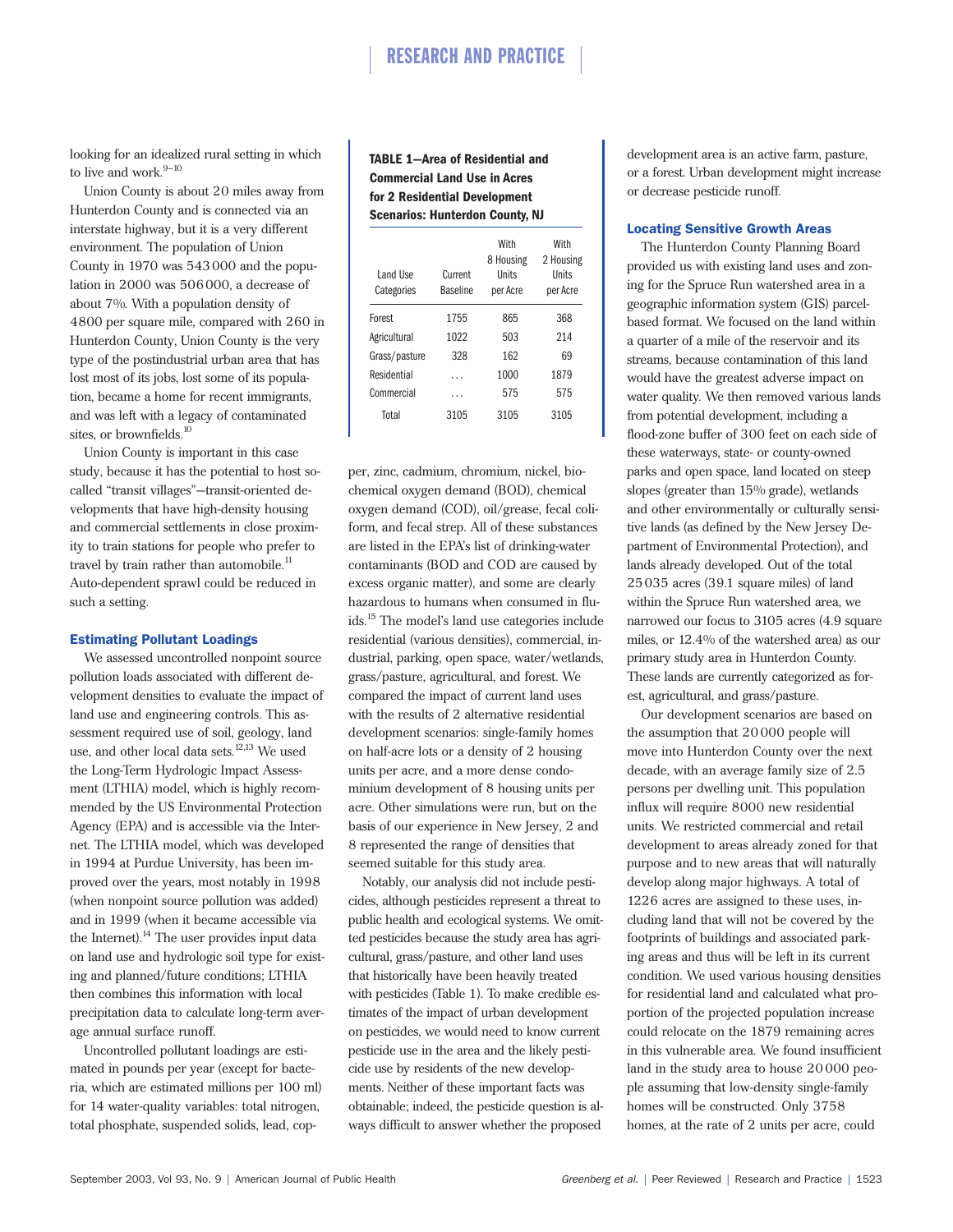looking for an idealized rural setting in which to live and work.[9–10]

Union County is about 20 miles away from Hunterdon County and is connected via an interstate highway, but it is a very different environment. The population of Union County in 1970 was 543 000 and the population in 2000 was 506 000, a decrease of about 7%. With a population density of 4800 per square mile, compared with 260 in Hunterdon County, Union County is the very type of the postindustrial urban area that has lost most of its jobs, lost some of its population, became a home for recent immigrants, and was left with a legacy of contaminated sites, or brownfields.[10]

Union County is important in this case study, because it has the potential to host so-called "transit villages"—transit-oriented developments that have high-density housing and commercial settlements in close proximity to train stations for people who prefer to travel by train rather than automobile.[11] Auto-dependent sprawl could be reduced in such a setting.

### Estimating Pollutant Loadings

We assessed uncontrolled nonpoint source pollution loads associated with different development densities to evaluate the impact of land use and engineering controls. This assessment required use of soil, geology, land use, and other local data sets.[12,13] We used the Long-Term Hydrologic Impact Assessment (LTHIA) model, which is highly recommended by the US Environmental Protection Agency (EPA) and is accessible via the Internet. The LTHIA model, which was developed in 1994 at Purdue University, has been improved over the years, most notably in 1998 (when nonpoint source pollution was added) and in 1999 (when it became accessible via the Internet).[14] The user provides input data on land use and hydrologic soil type for existing and planned/future conditions; LTHIA then combines this information with local precipitation data to calculate long-term average annual surface runoff.

Uncontrolled pollutant loadings are estimated in pounds per year (except for bacteria, which are estimated millions per 100 ml) for 14 water-quality variables: total nitrogen, total phosphate, suspended solids, lead, copper, zinc, cadmium, chromium, nickel, biochemical oxygen demand (BOD), chemical oxygen demand (COD), oil/grease, fecal coliform, and fecal strep. All of these substances are listed in the EPA's list of drinking-water contaminants (BOD and COD are caused by excess organic matter), and some are clearly hazardous to humans when consumed in fluids.[15] The model's land use categories include residential (various densities), commercial, industrial, parking, open space, water/wetlands, grass/pasture, agricultural, and forest. We compared the impact of current land uses with the results of 2 alternative residential development scenarios: single-family homes on half-acre lots or a density of 2 housing units per acre, and a more dense condominium development of 8 housing units per acre. Other simulations were run, but on the basis of our experience in New Jersey, 2 and 8 represented the range of densities that seemed suitable for this study area.

**TABLE 1—Area of Residential and Commercial Land Use in Acres for 2 Residential Development Scenarios: Hunterdon County, NJ**

| Land Use Categories | Current Baseline | With 8 Housing Units per Acre | With 2 Housing Units per Acre |
|---|---|---|---|
| Forest | 1755 | 865 | 368 |
| Agricultural | 1022 | 503 | 214 |
| Grass/pasture | 328 | 162 | 69 |
| Residential | ... | 1000 | 1879 |
| Commercial | ... | 575 | 575 |
| Total | 3105 | 3105 | 3105 |

Notably, our analysis did not include pesticides, although pesticides represent a threat to public health and ecological systems. We omitted pesticides because the study area has agricultural, grass/pasture, and other land uses that historically have been heavily treated with pesticides (Table 1). To make credible estimates of the impact of urban development on pesticides, we would need to know current pesticide use in the area and the likely pesticide use by residents of the new developments. Neither of these important facts was obtainable; indeed, the pesticide question is always difficult to answer whether the proposed development area is an active farm, pasture, or a forest. Urban development might increase or decrease pesticide runoff.

### Locating Sensitive Growth Areas

The Hunterdon County Planning Board provided us with existing land uses and zoning for the Spruce Run watershed area in a geographic information system (GIS) parcel-based format. We focused on the land within a quarter of a mile of the reservoir and its streams, because contamination of this land would have the greatest adverse impact on water quality. We then removed various lands from potential development, including a flood-zone buffer of 300 feet on each side of these waterways, state- or county-owned parks and open space, land located on steep slopes (greater than 15% grade), wetlands and other environmentally or culturally sensitive lands (as defined by the New Jersey Department of Environmental Protection), and lands already developed. Out of the total 25 035 acres (39.1 square miles) of land within the Spruce Run watershed area, we narrowed our focus to 3105 acres (4.9 square miles, or 12.4% of the watershed area) as our primary study area in Hunterdon County. These lands are currently categorized as forest, agricultural, and grass/pasture.

Our development scenarios are based on the assumption that 20 000 people will move into Hunterdon County over the next decade, with an average family size of 2.5 persons per dwelling unit. This population influx will require 8000 new residential units. We restricted commercial and retail development to areas already zoned for that purpose and to new areas that will naturally develop along major highways. A total of 1226 acres are assigned to these uses, including land that will not be covered by the footprints of buildings and associated parking areas and thus will be left in its current condition. We used various housing densities for residential land and calculated what proportion of the projected population increase could relocate on the 1879 remaining acres in this vulnerable area. We found insufficient land in the study area to house 20 000 people assuming that low-density single-family homes will be constructed. Only 3758 homes, at the rate of 2 units per acre, could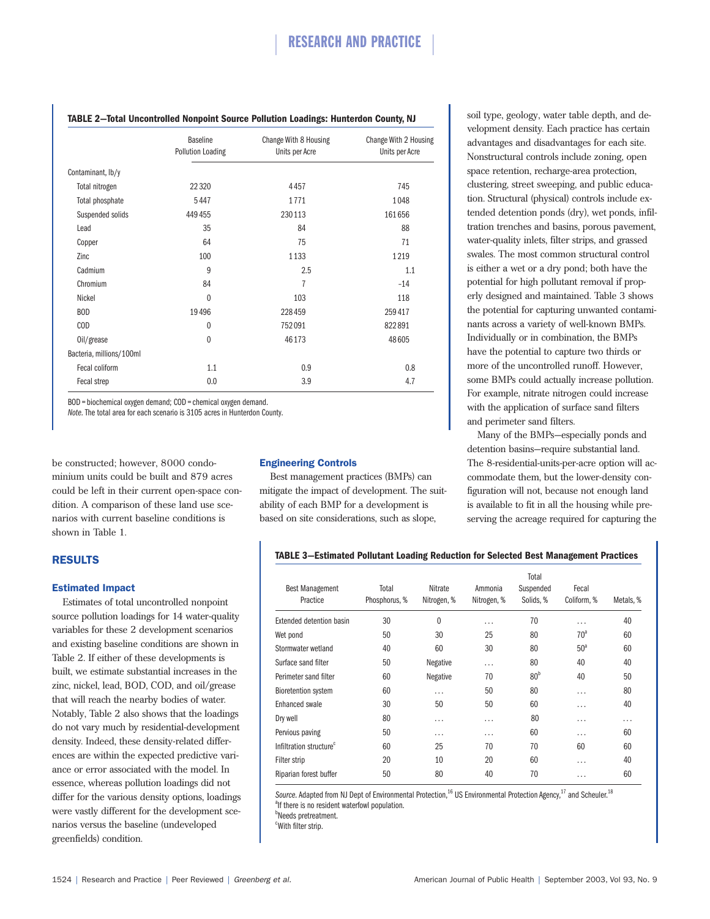**TABLE 2—Total Uncontrolled Nonpoint Source Pollution Loadings: Hunterdon County, NJ**

| | Baseline Pollution Loading | Change With 8 Housing Units per Acre | Change With 2 Housing Units per Acre |
|---|---|---|---|
| Contaminant, lb/y | | | |
| Total nitrogen | 22 320 | 4457 | 745 |
| Total phosphate | 5447 | 1771 | 1048 |
| Suspended solids | 449 455 | 230 113 | 161 656 |
| Lead | 35 | 84 | 88 |
| Copper | 64 | 75 | 71 |
| Zinc | 100 | 1133 | 1219 |
| Cadmium | 9 | 2.5 | 1.1 |
| Chromium | 84 | 7 | −14 |
| Nickel | 0 | 103 | 118 |
| BOD | 19 496 | 228 459 | 259 417 |
| COD | 0 | 752 091 | 822 891 |
| Oil/grease | 0 | 46 173 | 48 605 |
| Bacteria, millions/100ml | | | |
| Fecal coliform | 1.1 | 0.9 | 0.8 |
| Fecal strep | 0.0 | 3.9 | 4.7 |

BOD = biochemical oxygen demand; COD = chemical oxygen demand.

*Note.* The total area for each scenario is 3105 acres in Hunterdon County.

be constructed; however, 8000 condominium units could be built and 879 acres could be left in their current open-space condition. A comparison of these land use scenarios with current baseline conditions is shown in Table 1.

## RESULTS

### Estimated Impact

Estimates of total uncontrolled nonpoint source pollution loadings for 14 water-quality variables for these 2 development scenarios and existing baseline conditions are shown in Table 2. If either of these developments is built, we estimate substantial increases in the zinc, nickel, lead, BOD, COD, and oil/grease that will reach the nearby bodies of water. Notably, Table 2 also shows that the loadings do not vary much by residential-development density. Indeed, these density-related differences are within the expected predictive variance or error associated with the model. In essence, whereas pollution loadings did not differ for the various density options, loadings were vastly different for the development scenarios versus the baseline (undeveloped greenfields) condition.

### Engineering Controls

Best management practices (BMPs) can mitigate the impact of development. The suitability of each BMP for a development is based on site considerations, such as slope, soil type, geology, water table depth, and development density. Each practice has certain advantages and disadvantages for each site. Nonstructural controls include zoning, open space retention, recharge-area protection, clustering, street sweeping, and public education. Structural (physical) controls include extended detention ponds (dry), wet ponds, infiltration trenches and basins, porous pavement, water-quality inlets, filter strips, and grassed swales. The most common structural control is either a wet or a dry pond; both have the potential for high pollutant removal if properly designed and maintained. Table 3 shows the potential for capturing unwanted contaminants across a variety of well-known BMPs. Individually or in combination, the BMPs have the potential to capture two thirds or more of the uncontrolled runoff. However, some BMPs could actually increase pollution. For example, nitrate nitrogen could increase with the application of surface sand filters and perimeter sand filters.

Many of the BMPs—especially ponds and detention basins—require substantial land. The 8-residential-units-per-acre option will accommodate them, but the lower-density configuration will not, because not enough land is available to fit in all the housing while preserving the acreage required for capturing the

**TABLE 3—Estimated Pollutant Loading Reduction for Selected Best Management Practices**

| Best Management Practice | Total Phosphorus, % | Nitrate Nitrogen, % | Ammonia Nitrogen, % | Total Suspended Solids, % | Fecal Coliform, % | Metals, % |
|---|---|---|---|---|---|---|
| Extended detention basin | 30 | 0 | ... | 70 | ... | 40 |
| Wet pond | 50 | 30 | 25 | 80 | 70[a] | 60 |
| Stormwater wetland | 40 | 60 | 30 | 80 | 50[a] | 60 |
| Surface sand filter | 50 | Negative | ... | 80 | 40 | 40 |
| Perimeter sand filter | 60 | Negative | 70 | 80[b] | 40 | 50 |
| Bioretention system | 60 | ... | 50 | 80 | ... | 80 |
| Enhanced swale | 30 | 50 | 50 | 60 | ... | 40 |
| Dry well | 80 | ... | ... | 80 | ... | ... |
| Pervious paving | 50 | ... | ... | 60 | ... | 60 |
| Infiltration structure[c] | 60 | 25 | 70 | 70 | 60 | 60 |
| Filter strip | 20 | 10 | 20 | 60 | ... | 40 |
| Riparian forest buffer | 50 | 80 | 40 | 70 | ... | 60 |

*Source.* Adapted from NJ Dept of Environmental Protection,[16] US Environmental Protection Agency,[17] and Scheuler.[18]

[a]If there is no resident waterfowl population.

[b]Needs pretreatment.

[c]With filter strip.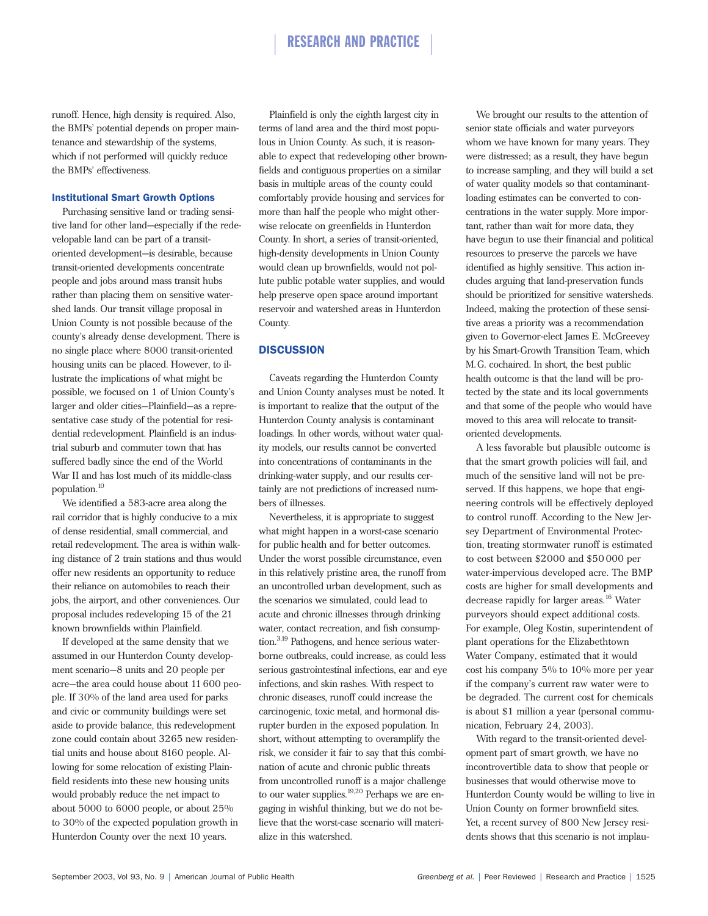runoff. Hence, high density is required. Also, the BMPs' potential depends on proper maintenance and stewardship of the systems, which if not performed will quickly reduce the BMPs' effectiveness.

### Institutional Smart Growth Options

Purchasing sensitive land or trading sensitive land for other land—especially if the redevelopable land can be part of a transit-oriented development—is desirable, because transit-oriented developments concentrate people and jobs around mass transit hubs rather than placing them on sensitive watershed lands. Our transit village proposal in Union County is not possible because of the county's already dense development. There is no single place where 8000 transit-oriented housing units can be placed. However, to illustrate the implications of what might be possible, we focused on 1 of Union County's larger and older cities—Plainfield—as a representative case study of the potential for residential redevelopment. Plainfield is an industrial suburb and commuter town that has suffered badly since the end of the World War II and has lost much of its middle-class population.[10]

We identified a 583-acre area along the rail corridor that is highly conducive to a mix of dense residential, small commercial, and retail redevelopment. The area is within walking distance of 2 train stations and thus would offer new residents an opportunity to reduce their reliance on automobiles to reach their jobs, the airport, and other conveniences. Our proposal includes redeveloping 15 of the 21 known brownfields within Plainfield.

If developed at the same density that we assumed in our Hunterdon County development scenario—8 units and 20 people per acre—the area could house about 11 600 people. If 30% of the land area used for parks and civic or community buildings were set aside to provide balance, this redevelopment zone could contain about 3265 new residential units and house about 8160 people. Allowing for some relocation of existing Plainfield residents into these new housing units would probably reduce the net impact to about 5000 to 6000 people, or about 25% to 30% of the expected population growth in Hunterdon County over the next 10 years.

Plainfield is only the eighth largest city in terms of land area and the third most populous in Union County. As such, it is reasonable to expect that redeveloping other brownfields and contiguous properties on a similar basis in multiple areas of the county could comfortably provide housing and services for more than half the people who might otherwise relocate on greenfields in Hunterdon County. In short, a series of transit-oriented, high-density developments in Union County would clean up brownfields, would not pollute public potable water supplies, and would help preserve open space around important reservoir and watershed areas in Hunterdon County.

## DISCUSSION

Caveats regarding the Hunterdon County and Union County analyses must be noted. It is important to realize that the output of the Hunterdon County analysis is contaminant loadings. In other words, without water quality models, our results cannot be converted into concentrations of contaminants in the drinking-water supply, and our results certainly are not predictions of increased numbers of illnesses.

Nevertheless, it is appropriate to suggest what might happen in a worst-case scenario for public health and for better outcomes. Under the worst possible circumstance, even in this relatively pristine area, the runoff from an uncontrolled urban development, such as the scenarios we simulated, could lead to acute and chronic illnesses through drinking water, contact recreation, and fish consumption.[3,19] Pathogens, and hence serious waterborne outbreaks, could increase, as could less serious gastrointestinal infections, ear and eye infections, and skin rashes. With respect to chronic diseases, runoff could increase the carcinogenic, toxic metal, and hormonal disrupter burden in the exposed population. In short, without attempting to overamplify the risk, we consider it fair to say that this combination of acute and chronic public threats from uncontrolled runoff is a major challenge to our water supplies.[19,20] Perhaps we are engaging in wishful thinking, but we do not believe that the worst-case scenario will materialize in this watershed.

We brought our results to the attention of senior state officials and water purveyors whom we have known for many years. They were distressed; as a result, they have begun to increase sampling, and they will build a set of water quality models so that contaminant-loading estimates can be converted to concentrations in the water supply. More important, rather than wait for more data, they have begun to use their financial and political resources to preserve the parcels we have identified as highly sensitive. This action includes arguing that land-preservation funds should be prioritized for sensitive watersheds. Indeed, making the protection of these sensitive areas a priority was a recommendation given to Governor-elect James E. McGreevey by his Smart-Growth Transition Team, which M.G. cochaired. In short, the best public health outcome is that the land will be protected by the state and its local governments and that some of the people who would have moved to this area will relocate to transit-oriented developments.

A less favorable but plausible outcome is that the smart growth policies will fail, and much of the sensitive land will not be preserved. If this happens, we hope that engineering controls will be effectively deployed to control runoff. According to the New Jersey Department of Environmental Protection, treating stormwater runoff is estimated to cost between $2000 and $50 000 per water-impervious developed acre. The BMP costs are higher for small developments and decrease rapidly for larger areas.[16] Water purveyors should expect additional costs. For example, Oleg Kostin, superintendent of plant operations for the Elizabethtown Water Company, estimated that it would cost his company 5% to 10% more per year if the company's current raw water were to be degraded. The current cost for chemicals is about $1 million a year (personal communication, February 24, 2003).

With regard to the transit-oriented development part of smart growth, we have no incontrovertible data to show that people or businesses that would otherwise move to Hunterdon County would be willing to live in Union County on former brownfield sites. Yet, a recent survey of 800 New Jersey residents shows that this scenario is not implau-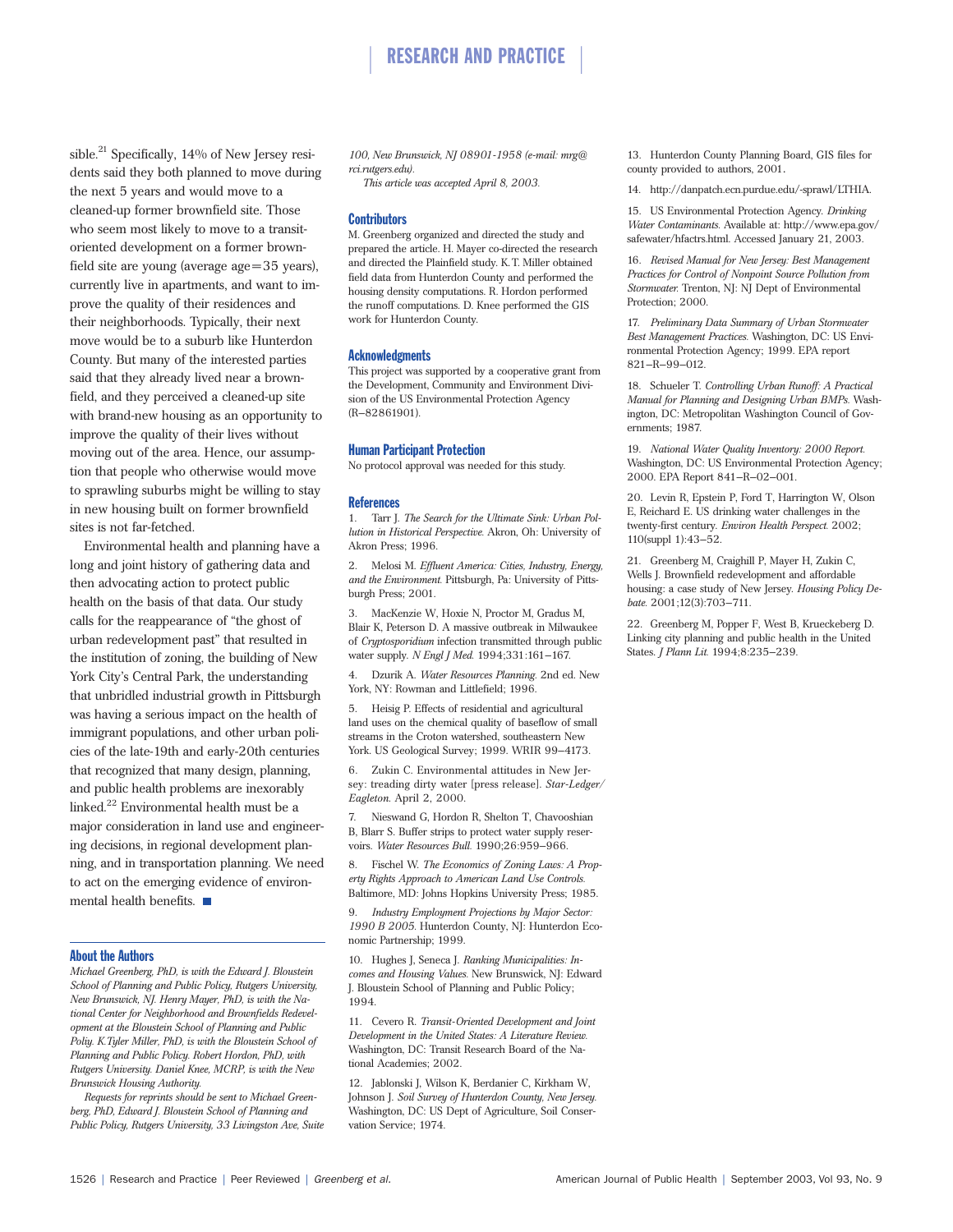sible.[21] Specifically, 14% of New Jersey residents said they both planned to move during the next 5 years and would move to a cleaned-up former brownfield site. Those who seem most likely to move to a transit-oriented development on a former brownfield site are young (average age=35 years), currently live in apartments, and want to improve the quality of their residences and their neighborhoods. Typically, their next move would be to a suburb like Hunterdon County. But many of the interested parties said that they already lived near a brownfield, and they perceived a cleaned-up site with brand-new housing as an opportunity to improve the quality of their lives without moving out of the area. Hence, our assumption that people who otherwise would move to sprawling suburbs might be willing to stay in new housing built on former brownfield sites is not far-fetched.

Environmental health and planning have a long and joint history of gathering data and then advocating action to protect public health on the basis of that data. Our study calls for the reappearance of "the ghost of urban redevelopment past" that resulted in the institution of zoning, the building of New York City's Central Park, the understanding that unbridled industrial growth in Pittsburgh was having a serious impact on the health of immigrant populations, and other urban policies of the late-19th and early-20th centuries that recognized that many design, planning, and public health problems are inexorably linked.[22] Environmental health must be a major consideration in land use and engineering decisions, in regional development planning, and in transportation planning. We need to act on the emerging evidence of environmental health benefits. ■

## About the Authors

*Michael Greenberg, PhD, is with the Edward J. Bloustein School of Planning and Public Policy, Rutgers University, New Brunswick, NJ. Henry Mayer, PhD, is with the National Center for Neighborhood and Brownfields Redevelopment at the Bloustein School of Planning and Public Poliy. K.Tyler Miller, PhD, is with the Bloustein School of Planning and Public Policy. Robert Hordon, PhD, with Rutgers University. Daniel Knee, MCRP, is with the New Brunswick Housing Authority.*

*Requests for reprints should be sent to Michael Greenberg, PhD, Edward J. Bloustein School of Planning and Public Policy, Rutgers University, 33 Livingston Ave, Suite 100, New Brunswick, NJ 08901-1958 (e-mail: mrg@rci.rutgers.edu).*

*This article was accepted April 8, 2003.*

## Contributors

M. Greenberg organized and directed the study and prepared the article. H. Mayer co-directed the research and directed the Plainfield study. K.T. Miller obtained field data from Hunterdon County and performed the housing density computations. R. Hordon performed the runoff computations. D. Knee performed the GIS work for Hunterdon County.

## Acknowledgments

This project was supported by a cooperative grant from the Development, Community and Environment Division of the US Environmental Protection Agency (R–82861901).

## Human Participant Protection

No protocol approval was needed for this study.

## References

1. Tarr J. *The Search for the Ultimate Sink: Urban Pollution in Historical Perspective.* Akron, Oh: University of Akron Press; 1996.

2. Melosi M. *Effluent America: Cities, Industry, Energy, and the Environment.* Pittsburgh, Pa: University of Pittsburgh Press; 2001.

3. MacKenzie W, Hoxie N, Proctor M, Gradus M, Blair K, Peterson D. A massive outbreak in Milwaukee of *Cryptosporidium* infection transmitted through public water supply. *N Engl J Med.* 1994;331:161–167.

4. Dzurik A. *Water Resources Planning.* 2nd ed. New York, NY: Rowman and Littlefield; 1996.

5. Heisig P. Effects of residential and agricultural land uses on the chemical quality of baseflow of small streams in the Croton watershed, southeastern New York. US Geological Survey; 1999. WRIR 99–4173.

6. Zukin C. Environmental attitudes in New Jersey: treading dirty water [press release]. *Star-Ledger/Eagleton.* April 2, 2000.

7. Nieswand G, Hordon R, Shelton T, Chavooshian B, Blarr S. Buffer strips to protect water supply reservoirs. *Water Resources Bull.* 1990;26:959–966.

8. Fischel W. *The Economics of Zoning Laws: A Property Rights Approach to American Land Use Controls.* Baltimore, MD: Johns Hopkins University Press; 1985.

9. *Industry Employment Projections by Major Sector: 1990 B 2005.* Hunterdon County, NJ: Hunterdon Economic Partnership; 1999.

10. Hughes J, Seneca J. *Ranking Municipalities: Incomes and Housing Values.* New Brunswick, NJ: Edward J. Bloustein School of Planning and Public Policy; 1994.

11. Cevero R. *Transit-Oriented Development and Joint Development in the United States: A Literature Review.* Washington, DC: Transit Research Board of the National Academies; 2002.

12. Jablonski J, Wilson K, Berdanier C, Kirkham W, Johnson J. *Soil Survey of Hunterdon County, New Jersey.* Washington, DC: US Dept of Agriculture, Soil Conservation Service; 1974.

13. Hunterdon County Planning Board, GIS files for county provided to authors, 2001.

14. http://danpatch.ecn.purdue.edu/-sprawl/LTHIA.

15. US Environmental Protection Agency. *Drinking Water Contaminants.* Available at: http://www.epa.gov/safewater/hfactrs.html. Accessed January 21, 2003.

16. *Revised Manual for New Jersey: Best Management Practices for Control of Nonpoint Source Pollution from Stormwater.* Trenton, NJ: NJ Dept of Environmental Protection; 2000.

17. *Preliminary Data Summary of Urban Stormwater Best Management Practices.* Washington, DC: US Environmental Protection Agency; 1999. EPA report 821–R–99–012.

18. Schueler T. *Controlling Urban Runoff: A Practical Manual for Planning and Designing Urban BMPs.* Washington, DC: Metropolitan Washington Council of Governments; 1987.

19. *National Water Quality Inventory: 2000 Report.* Washington, DC: US Environmental Protection Agency; 2000. EPA Report 841–R–02–001.

20. Levin R, Epstein P, Ford T, Harrington W, Olson E, Reichard E. US drinking water challenges in the twenty-first century. *Environ Health Perspect.* 2002; 110(suppl 1):43–52.

21. Greenberg M, Craighill P, Mayer H, Zukin C, Wells J. Brownfield redevelopment and affordable housing: a case study of New Jersey. *Housing Policy Debate.* 2001;12(3):703–711.

22. Greenberg M, Popper F, West B, Krueckeberg D. Linking city planning and public health in the United States. *J Plann Lit.* 1994;8:235–239.